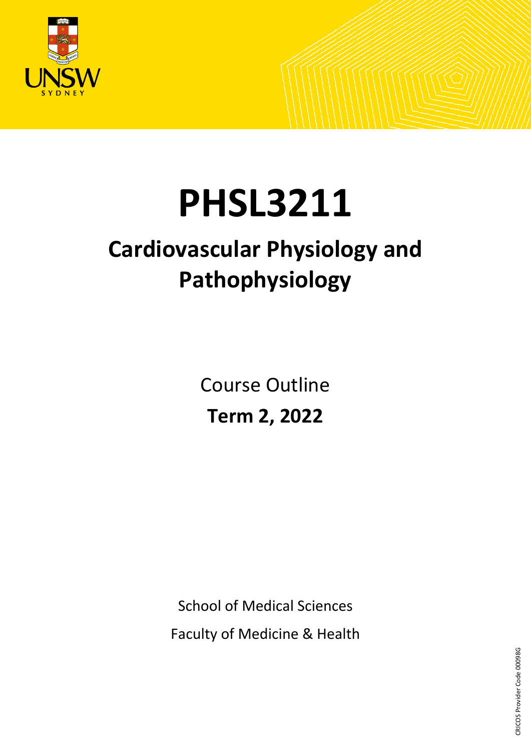# PHSL3211

## Cardiovascular Physiology and Pathophysiology

Course Outline

**Term 2, 2022**

School of Medical Sciences

Faculty of Medicine & Health

CRICOS Provider Code 00098G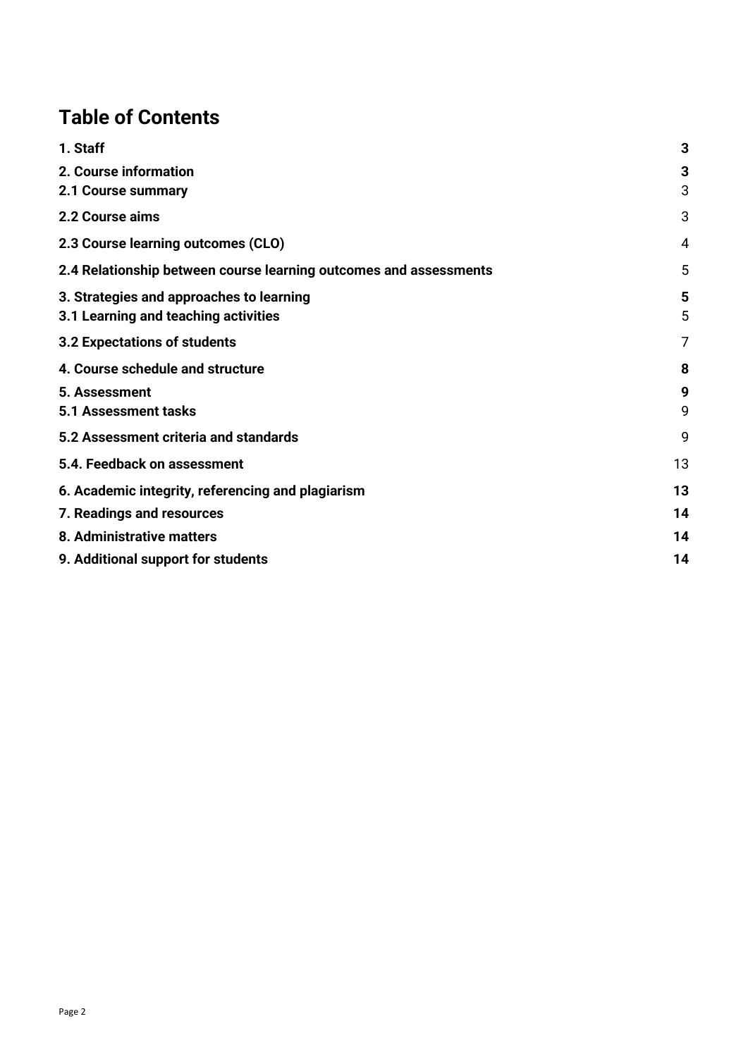# Table of Contents

| | |
|---|---|
| **1. Staff** | **3** |
| **2. Course information** | **3** |
| **2.1 Course summary** | 3 |
| **2.2 Course aims** | 3 |
| **2.3 Course learning outcomes (CLO)** | 4 |
| **2.4 Relationship between course learning outcomes and assessments** | 5 |
| **3. Strategies and approaches to learning** | **5** |
| **3.1 Learning and teaching activities** | 5 |
| **3.2 Expectations of students** | 7 |
| **4. Course schedule and structure** | **8** |
| **5. Assessment** | **9** |
| **5.1 Assessment tasks** | 9 |
| **5.2 Assessment criteria and standards** | 9 |
| **5.4. Feedback on assessment** | 13 |
| **6. Academic integrity, referencing and plagiarism** | **13** |
| **7. Readings and resources** | **14** |
| **8. Administrative matters** | **14** |
| **9. Additional support for students** | **14** |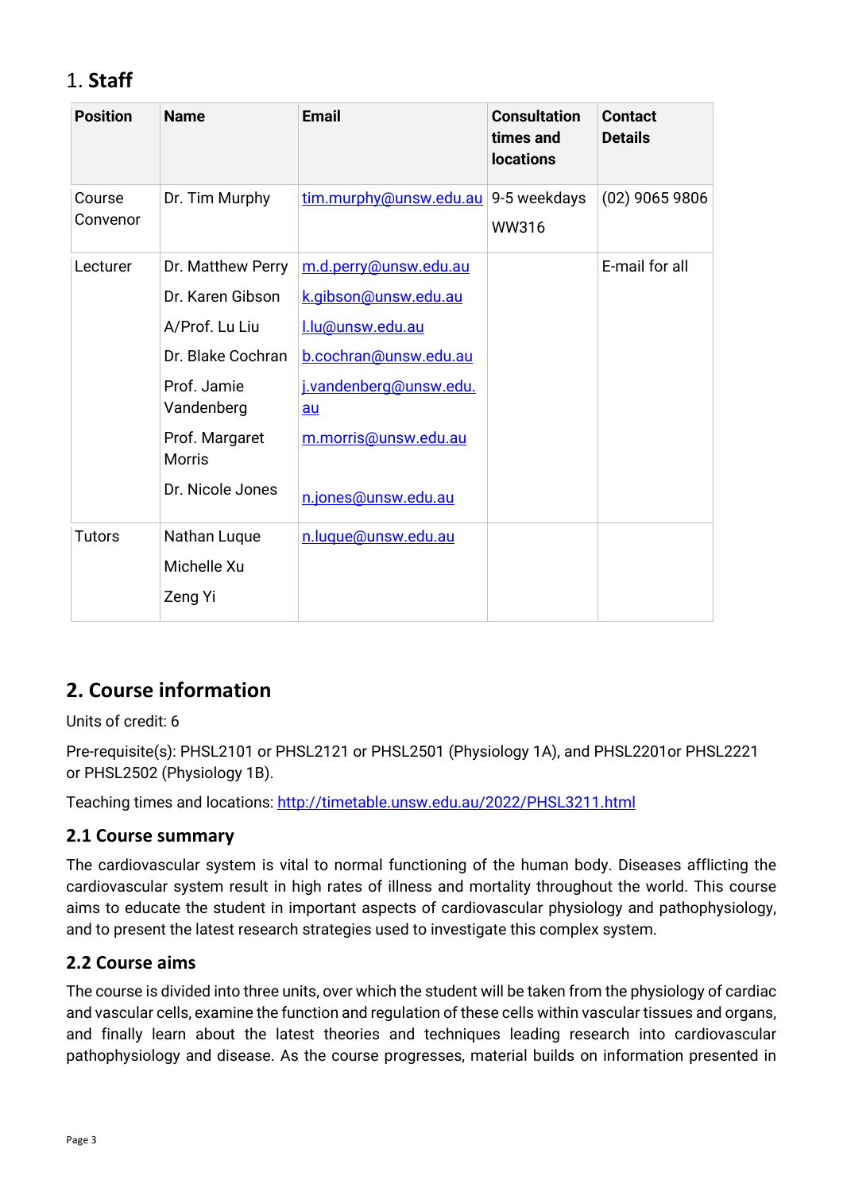# 1. **Staff**

| Position | Name | Email | Consultation times and locations | Contact Details |
|---|---|---|---|---|
| Course Convenor | Dr. Tim Murphy | tim.murphy@unsw.edu.au | 9-5 weekdays WW316 | (02) 9065 9806 |
| Lecturer | Dr. Matthew Perry<br>Dr. Karen Gibson<br>A/Prof. Lu Liu<br>Dr. Blake Cochran<br>Prof. Jamie Vandenberg<br>Prof. Margaret Morris<br>Dr. Nicole Jones | m.d.perry@unsw.edu.au<br>k.gibson@unsw.edu.au<br>l.lu@unsw.edu.au<br>b.cochran@unsw.edu.au<br>j.vandenberg@unsw.edu.au<br>m.morris@unsw.edu.au<br>n.jones@unsw.edu.au | | E-mail for all |
| Tutors | Nathan Luque<br>Michelle Xu<br>Zeng Yi | n.luque@unsw.edu.au | | |

## 2. Course information

Units of credit: 6

Pre-requisite(s): PHSL2101 or PHSL2121 or PHSL2501 (Physiology 1A), and PHSL2201or PHSL2221 or PHSL2502 (Physiology 1B).

Teaching times and locations: http://timetable.unsw.edu.au/2022/PHSL3211.html

### 2.1 Course summary

The cardiovascular system is vital to normal functioning of the human body. Diseases afflicting the cardiovascular system result in high rates of illness and mortality throughout the world. This course aims to educate the student in important aspects of cardiovascular physiology and pathophysiology, and to present the latest research strategies used to investigate this complex system.

### 2.2 Course aims

The course is divided into three units, over which the student will be taken from the physiology of cardiac and vascular cells, examine the function and regulation of these cells within vascular tissues and organs, and finally learn about the latest theories and techniques leading research into cardiovascular pathophysiology and disease. As the course progresses, material builds on information presented in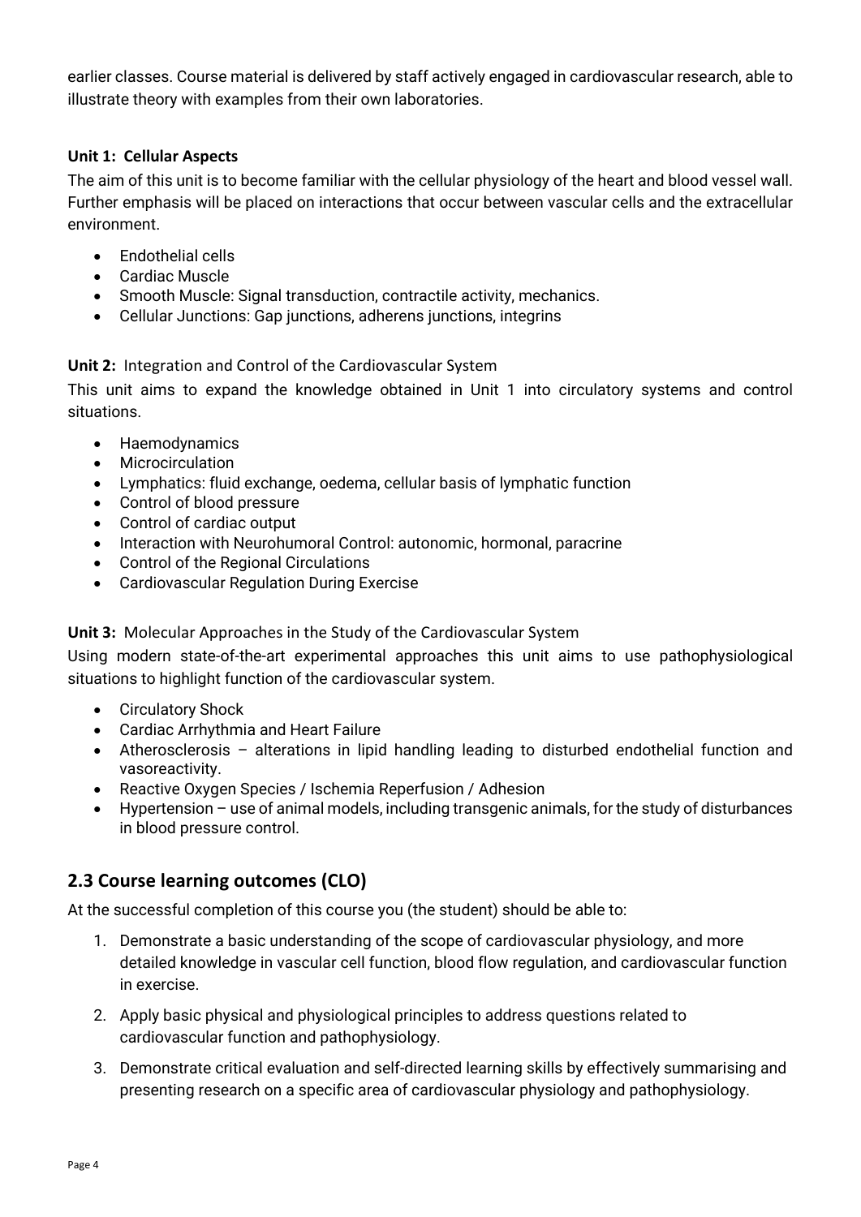earlier classes. Course material is delivered by staff actively engaged in cardiovascular research, able to illustrate theory with examples from their own laboratories.

**Unit 1: Cellular Aspects**

The aim of this unit is to become familiar with the cellular physiology of the heart and blood vessel wall. Further emphasis will be placed on interactions that occur between vascular cells and the extracellular environment.

- Endothelial cells
- Cardiac Muscle
- Smooth Muscle: Signal transduction, contractile activity, mechanics.
- Cellular Junctions: Gap junctions, adherens junctions, integrins

**Unit 2:** Integration and Control of the Cardiovascular System

This unit aims to expand the knowledge obtained in Unit 1 into circulatory systems and control situations.

- Haemodynamics
- Microcirculation
- Lymphatics: fluid exchange, oedema, cellular basis of lymphatic function
- Control of blood pressure
- Control of cardiac output
- Interaction with Neurohumoral Control: autonomic, hormonal, paracrine
- Control of the Regional Circulations
- Cardiovascular Regulation During Exercise

**Unit 3:** Molecular Approaches in the Study of the Cardiovascular System

Using modern state-of-the-art experimental approaches this unit aims to use pathophysiological situations to highlight function of the cardiovascular system.

- Circulatory Shock
- Cardiac Arrhythmia and Heart Failure
- Atherosclerosis – alterations in lipid handling leading to disturbed endothelial function and vasoreactivity.
- Reactive Oxygen Species / Ischemia Reperfusion / Adhesion
- Hypertension – use of animal models, including transgenic animals, for the study of disturbances in blood pressure control.

## 2.3 Course learning outcomes (CLO)

At the successful completion of this course you (the student) should be able to:

1. Demonstrate a basic understanding of the scope of cardiovascular physiology, and more detailed knowledge in vascular cell function, blood flow regulation, and cardiovascular function in exercise.
2. Apply basic physical and physiological principles to address questions related to cardiovascular function and pathophysiology.
3. Demonstrate critical evaluation and self-directed learning skills by effectively summarising and presenting research on a specific area of cardiovascular physiology and pathophysiology.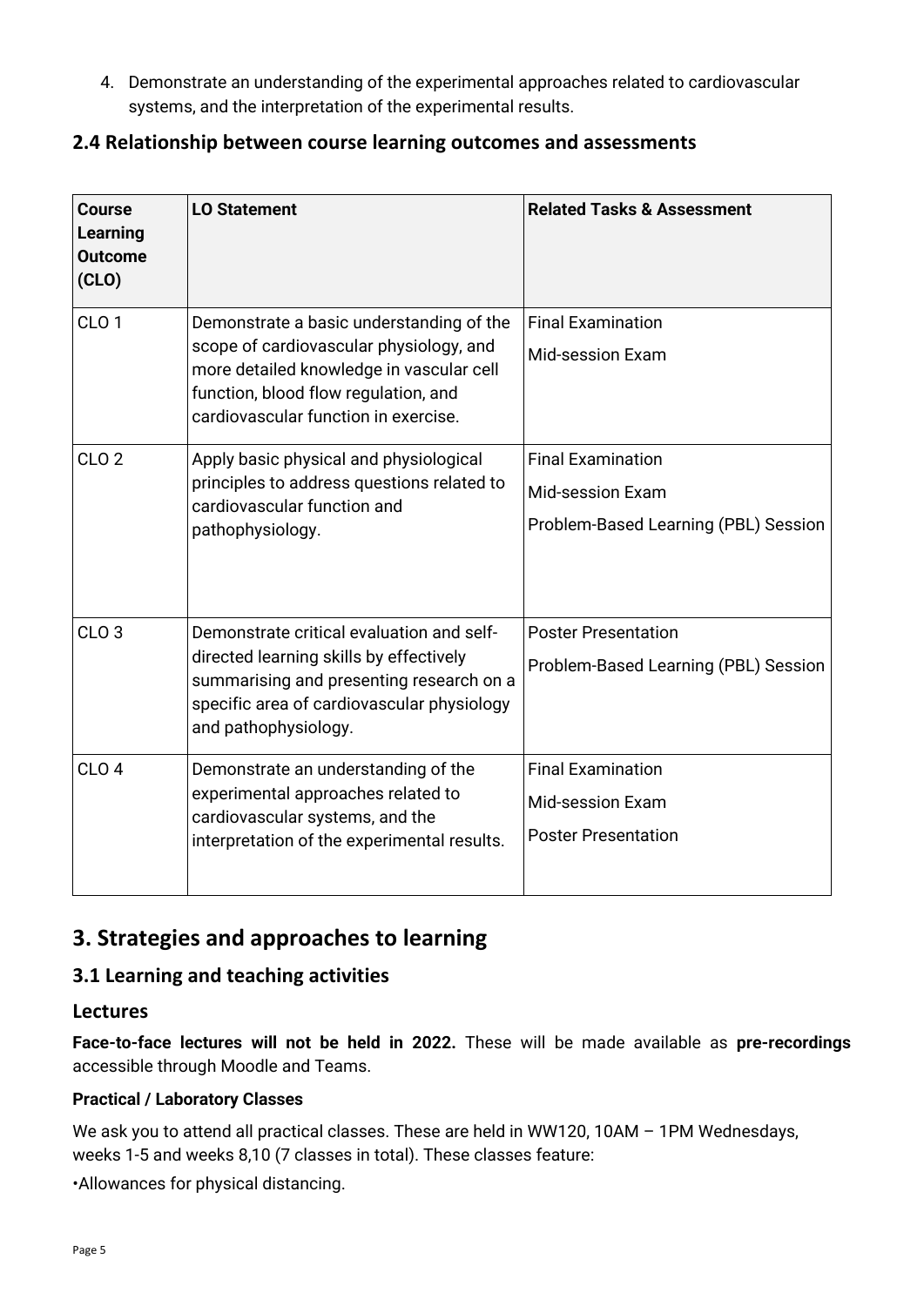4. Demonstrate an understanding of the experimental approaches related to cardiovascular systems, and the interpretation of the experimental results.

### 2.4 Relationship between course learning outcomes and assessments

| Course Learning Outcome (CLO) | LO Statement | Related Tasks & Assessment |
|---|---|---|
| CLO 1 | Demonstrate a basic understanding of the scope of cardiovascular physiology, and more detailed knowledge in vascular cell function, blood flow regulation, and cardiovascular function in exercise. | Final Examination<br>Mid-session Exam |
| CLO 2 | Apply basic physical and physiological principles to address questions related to cardiovascular function and pathophysiology. | Final Examination<br>Mid-session Exam<br>Problem-Based Learning (PBL) Session |
| CLO 3 | Demonstrate critical evaluation and self-directed learning skills by effectively summarising and presenting research on a specific area of cardiovascular physiology and pathophysiology. | Poster Presentation<br>Problem-Based Learning (PBL) Session |
| CLO 4 | Demonstrate an understanding of the experimental approaches related to cardiovascular systems, and the interpretation of the experimental results. | Final Examination<br>Mid-session Exam<br>Poster Presentation |

## 3. Strategies and approaches to learning

### 3.1 Learning and teaching activities

### Lectures

**Face-to-face lectures will not be held in 2022.** These will be made available as **pre-recordings** accessible through Moodle and Teams.

#### Practical / Laboratory Classes

We ask you to attend all practical classes. These are held in WW120, 10AM – 1PM Wednesdays, weeks 1-5 and weeks 8,10 (7 classes in total). These classes feature:

•Allowances for physical distancing.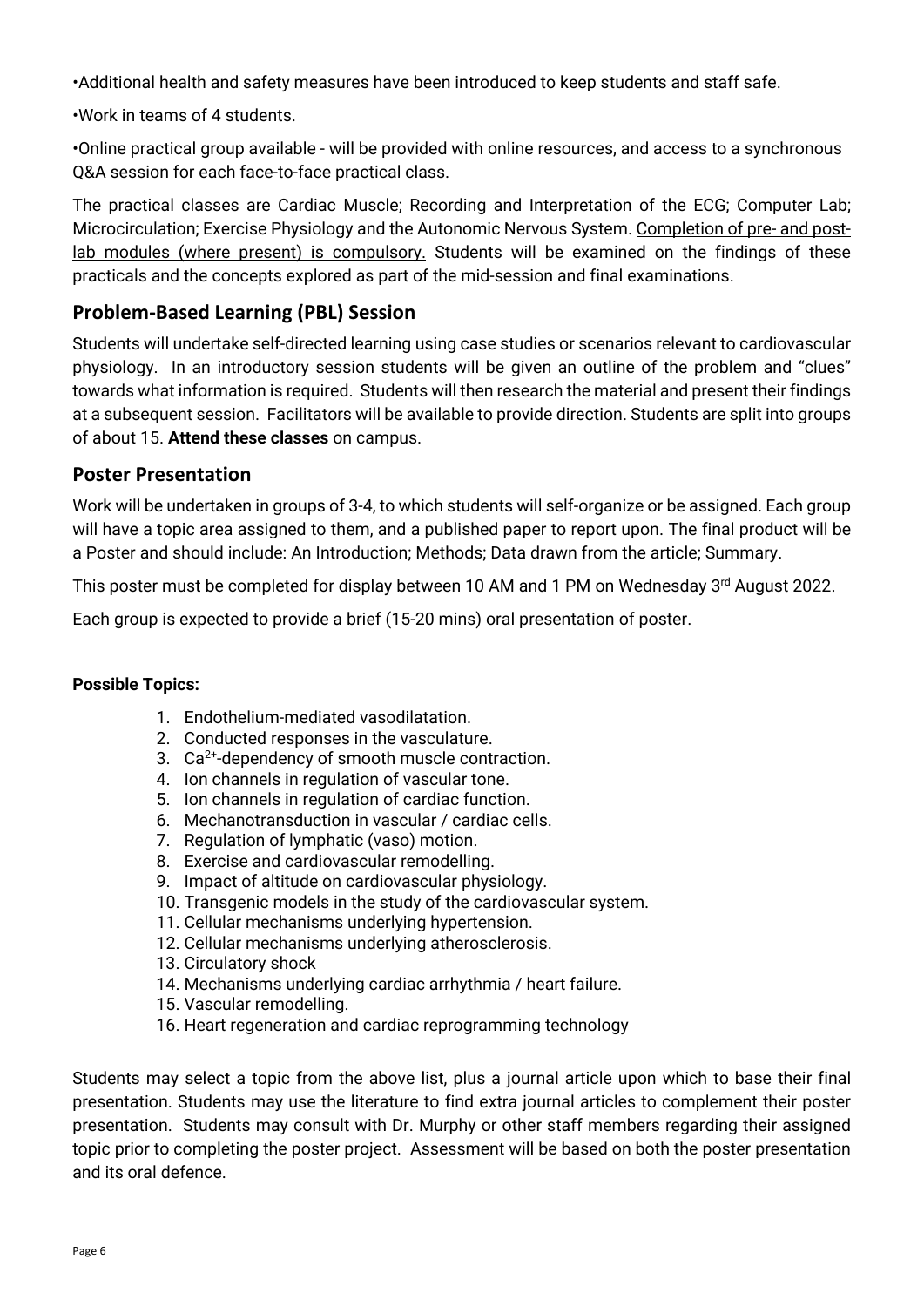- Additional health and safety measures have been introduced to keep students and staff safe.
- Work in teams of 4 students.
- Online practical group available - will be provided with online resources, and access to a synchronous Q&A session for each face-to-face practical class.

The practical classes are Cardiac Muscle; Recording and Interpretation of the ECG; Computer Lab; Microcirculation; Exercise Physiology and the Autonomic Nervous System. <u>Completion of pre- and post-lab modules (where present) is compulsory.</u> Students will be examined on the findings of these practicals and the concepts explored as part of the mid-session and final examinations.

## Problem-Based Learning (PBL) Session

Students will undertake self-directed learning using case studies or scenarios relevant to cardiovascular physiology. In an introductory session students will be given an outline of the problem and "clues" towards what information is required. Students will then research the material and present their findings at a subsequent session. Facilitators will be available to provide direction. Students are split into groups of about 15. **Attend these classes** on campus.

## Poster Presentation

Work will be undertaken in groups of 3-4, to which students will self-organize or be assigned. Each group will have a topic area assigned to them, and a published paper to report upon. The final product will be a Poster and should include: An Introduction; Methods; Data drawn from the article; Summary.

This poster must be completed for display between 10 AM and 1 PM on Wednesday 3rd August 2022.

Each group is expected to provide a brief (15-20 mins) oral presentation of poster.

**Possible Topics:**

1. Endothelium-mediated vasodilatation.
2. Conducted responses in the vasculature.
3. $Ca^{2+}$-dependency of smooth muscle contraction.
4. Ion channels in regulation of vascular tone.
5. Ion channels in regulation of cardiac function.
6. Mechanotransduction in vascular / cardiac cells.
7. Regulation of lymphatic (vaso) motion.
8. Exercise and cardiovascular remodelling.
9. Impact of altitude on cardiovascular physiology.
10. Transgenic models in the study of the cardiovascular system.
11. Cellular mechanisms underlying hypertension.
12. Cellular mechanisms underlying atherosclerosis.
13. Circulatory shock
14. Mechanisms underlying cardiac arrhythmia / heart failure.
15. Vascular remodelling.
16. Heart regeneration and cardiac reprogramming technology

Students may select a topic from the above list, plus a journal article upon which to base their final presentation. Students may use the literature to find extra journal articles to complement their poster presentation. Students may consult with Dr. Murphy or other staff members regarding their assigned topic prior to completing the poster project. Assessment will be based on both the poster presentation and its oral defence.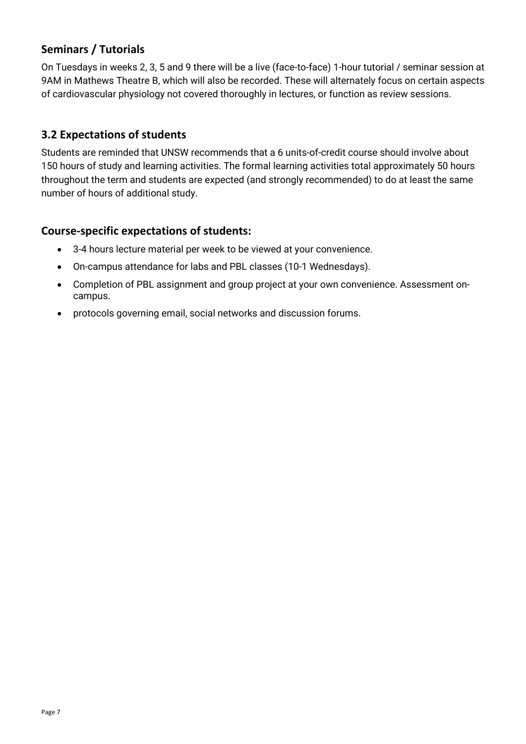### Seminars / Tutorials

On Tuesdays in weeks 2, 3, 5 and 9 there will be a live (face-to-face) 1-hour tutorial / seminar session at 9AM in Mathews Theatre B, which will also be recorded. These will alternately focus on certain aspects of cardiovascular physiology not covered thoroughly in lectures, or function as review sessions.

## 3.2 Expectations of students

Students are reminded that UNSW recommends that a 6 units-of-credit course should involve about 150 hours of study and learning activities. The formal learning activities total approximately 50 hours throughout the term and students are expected (and strongly recommended) to do at least the same number of hours of additional study.

### Course-specific expectations of students:

- 3-4 hours lecture material per week to be viewed at your convenience.
- On-campus attendance for labs and PBL classes (10-1 Wednesdays).
- Completion of PBL assignment and group project at your own convenience. Assessment on-campus.
- protocols governing email, social networks and discussion forums.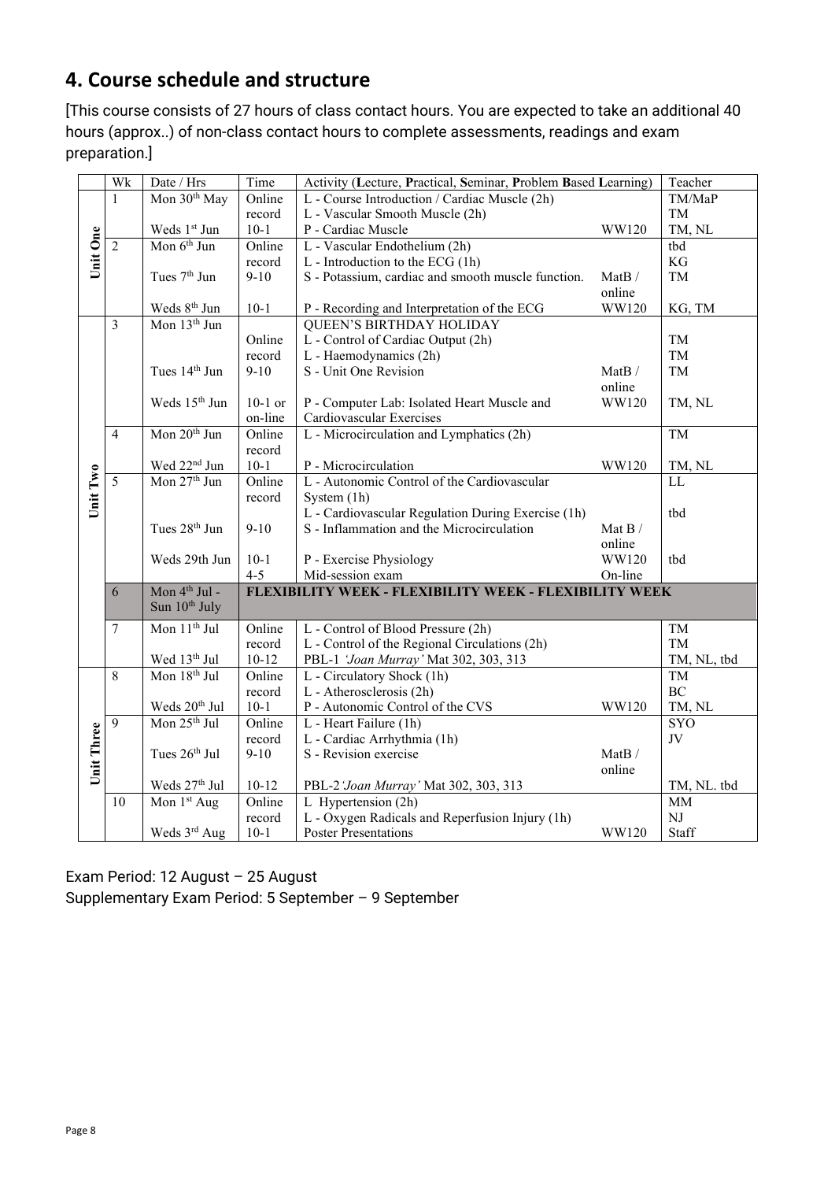## 4. Course schedule and structure

[This course consists of 27 hours of class contact hours. You are expected to take an additional 40 hours (approx..) of non-class contact hours to complete assessments, readings and exam preparation.]

| | Wk | Date / Hrs | Time | Activity (**L**ecture, **P**ractical, **S**eminar, **P**roblem **B**ased **L**earning) | | Teacher |
|---|---|---|---|---|---|---|
| Unit One | 1 | Mon 30th May | Online record | L - Course Introduction / Cardiac Muscle (2h)<br>L - Vascular Smooth Muscle (2h) | | TM/MaP<br>TM |
| | | Weds 1st Jun | 10-1 | P - Cardiac Muscle | WW120 | TM, NL |
| | 2 | Mon 6th Jun | Online record | L - Vascular Endothelium (2h)<br>L - Introduction to the ECG (1h) | | tbd<br>KG |
| | | Tues 7th Jun | 9-10 | S - Potassium, cardiac and smooth muscle function. | MatB / online | TM |
| | | Weds 8th Jun | 10-1 | P - Recording and Interpretation of the ECG | WW120 | KG, TM |
| Unit Two | 3 | Mon 13th Jun | Online record | QUEEN'S BIRTHDAY HOLIDAY<br>L - Control of Cardiac Output (2h)<br>L - Haemodynamics (2h) | | <br>TM<br>TM |
| | | Tues 14th Jun | 9-10 | S - Unit One Revision | MatB / online | TM |
| | | Weds 15th Jun | 10-1 or on-line | P - Computer Lab: Isolated Heart Muscle and Cardiovascular Exercises | WW120 | TM, NL |
| | 4 | Mon 20th Jun | Online record | L - Microcirculation and Lymphatics (2h) | | TM |
| | | Wed 22nd Jun | 10-1 | P - Microcirculation | WW120 | TM, NL |
| | 5 | Mon 27th Jun | Online record | L - Autonomic Control of the Cardiovascular System (1h)<br>L - Cardiovascular Regulation During Exercise (1h) | | LL<br>tbd |
| | | Tues 28th Jun | 9-10 | S - Inflammation and the Microcirculation | Mat B / online | |
| | | Weds 29th Jun | 10-1<br>4-5 | P - Exercise Physiology<br>Mid-session exam | WW120<br>On-line | tbd |
| | 6 | Mon 4th Jul - Sun 10th July | **FLEXIBILITY WEEK - FLEXIBILITY WEEK - FLEXIBILITY WEEK** | | | |
| | 7 | Mon 11th Jul | Online record | L - Control of Blood Pressure (2h)<br>L - Control of the Regional Circulations (2h) | | TM<br>TM |
| | | Wed 13th Jul | 10-12 | PBL-1 *'Joan Murray'* Mat 302, 303, 313 | | TM, NL, tbd |
| Unit Three | 8 | Mon 18th Jul | Online record | L - Circulatory Shock (1h)<br>L - Atherosclerosis (2h) | | TM<br>BC |
| | | Weds 20th Jul | 10-1 | P - Autonomic Control of the CVS | WW120 | TM, NL |
| | 9 | Mon 25th Jul | Online record | L - Heart Failure (1h)<br>L - Cardiac Arrhythmia (1h) | | SYO<br>JV |
| | | Tues 26th Jul | 9-10 | S - Revision exercise | MatB / online | |
| | | Weds 27th Jul | 10-12 | PBL-2 *'Joan Murray'* Mat 302, 303, 313 | | TM, NL. tbd |
| | 10 | Mon 1st Aug | Online record | L Hypertension (2h)<br>L - Oxygen Radicals and Reperfusion Injury (1h) | | MM<br>NJ |
| | | Weds 3rd Aug | 10-1 | Poster Presentations | WW120 | Staff |

Exam Period: 12 August – 25 August
Supplementary Exam Period: 5 September – 9 September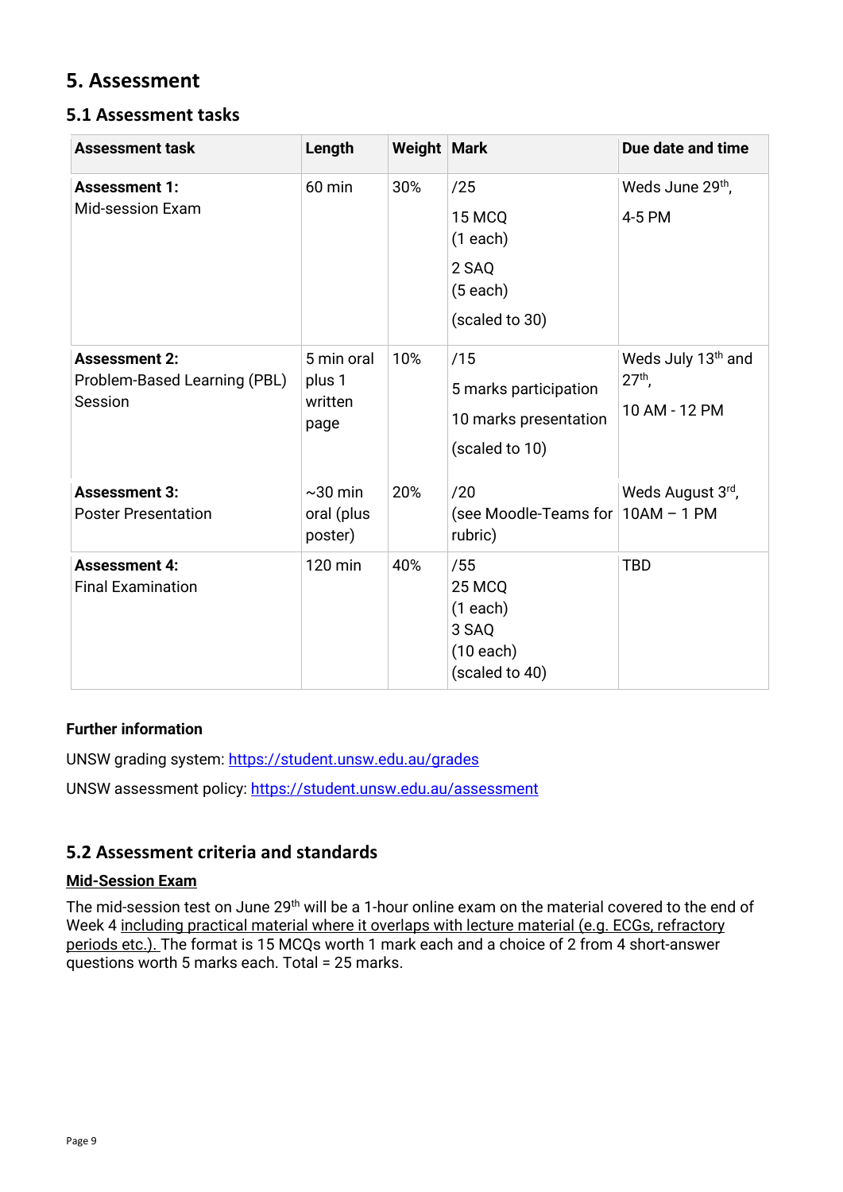## 5. Assessment

### 5.1 Assessment tasks

| Assessment task | Length | Weight | Mark | Due date and time |
|---|---|---|---|---|
| **Assessment 1:** Mid-session Exam | 60 min | 30% | /25<br>15 MCQ (1 each)<br>2 SAQ (5 each)<br>(scaled to 30) | Weds June 29th,<br>4-5 PM |
| **Assessment 2:** Problem-Based Learning (PBL) Session | 5 min oral plus 1 written page | 10% | /15<br>5 marks participation<br>10 marks presentation<br>(scaled to 10) | Weds July 13th and 27th,<br>10 AM - 12 PM |
| **Assessment 3:** Poster Presentation | ~30 min oral (plus poster) | 20% | /20<br>(see Moodle-Teams for rubric) | Weds August 3rd, 10AM – 1 PM |
| **Assessment 4:** Final Examination | 120 min | 40% | /55<br>25 MCQ<br>(1 each)<br>3 SAQ<br>(10 each)<br>(scaled to 40) | TBD |

**Further information**

UNSW grading system: https://student.unsw.edu.au/grades

UNSW assessment policy: https://student.unsw.edu.au/assessment

### 5.2 Assessment criteria and standards

**Mid-Session Exam**

The mid-session test on June 29th will be a 1-hour online exam on the material covered to the end of Week 4 including practical material where it overlaps with lecture material (e.g. ECGs, refractory periods etc.). The format is 15 MCQs worth 1 mark each and a choice of 2 from 4 short-answer questions worth 5 marks each. Total = 25 marks.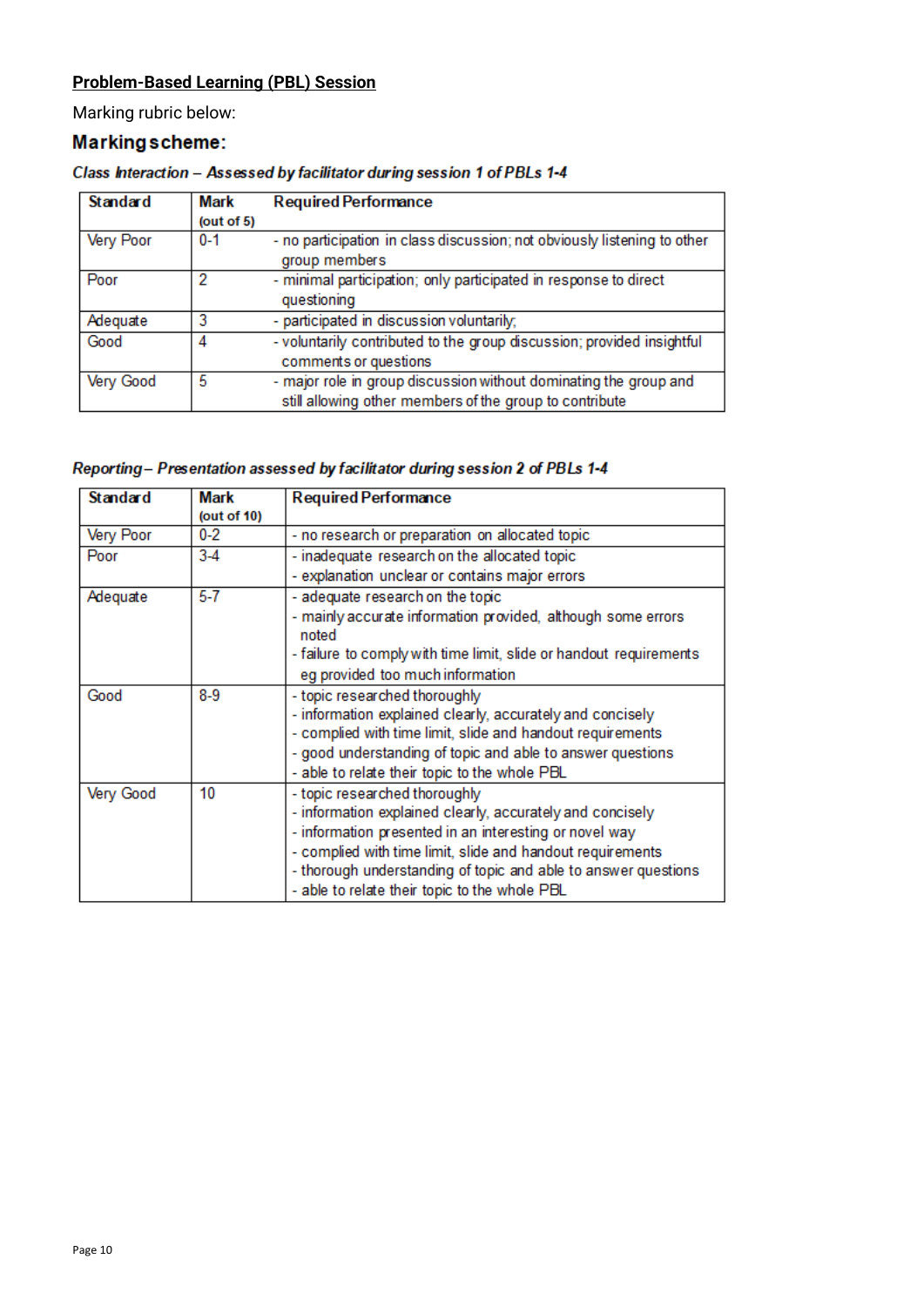**Problem-Based Learning (PBL) Session**

Marking rubric below:

## Marking scheme:

***Class Interaction – Assessed by facilitator during session 1 of PBLs 1-4***

| Standard | Mark (out of 5) | Required Performance |
|---|---|---|
| Very Poor | 0-1 | - no participation in class discussion; not obviously listening to other group members |
| Poor | 2 | - minimal participation; only participated in response to direct questioning |
| Adequate | 3 | - participated in discussion voluntarily; |
| Good | 4 | - voluntarily contributed to the group discussion; provided insightful comments or questions |
| Very Good | 5 | - major role in group discussion without dominating the group and still allowing other members of the group to contribute |

***Reporting – Presentation assessed by facilitator during session 2 of PBLs 1-4***

| Standard | Mark (out of 10) | Required Performance |
|---|---|---|
| Very Poor | 0-2 | - no research or preparation on allocated topic |
| Poor | 3-4 | - inadequate research on the allocated topic<br>- explanation unclear or contains major errors |
| Adequate | 5-7 | - adequate research on the topic<br>- mainly accurate information provided, although some errors noted<br>- failure to comply with time limit, slide or handout requirements eg provided too much information |
| Good | 8-9 | - topic researched thoroughly<br>- information explained clearly, accurately and concisely<br>- complied with time limit, slide and handout requirements<br>- good understanding of topic and able to answer questions<br>- able to relate their topic to the whole PBL |
| Very Good | 10 | - topic researched thoroughly<br>- information explained clearly, accurately and concisely<br>- information presented in an interesting or novel way<br>- complied with time limit, slide and handout requirements<br>- thorough understanding of topic and able to answer questions<br>- able to relate their topic to the whole PBL |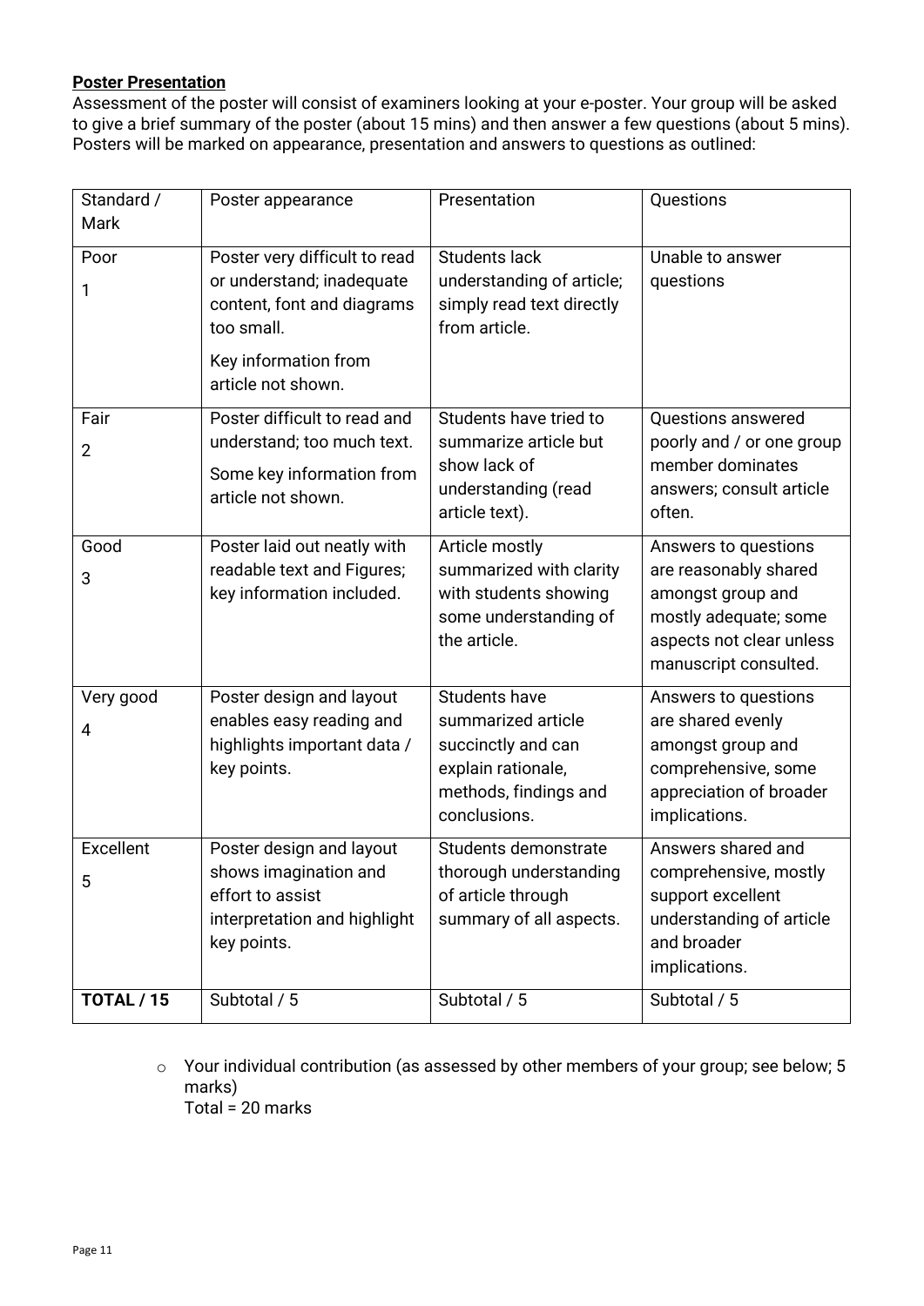**Poster Presentation**

Assessment of the poster will consist of examiners looking at your e-poster. Your group will be asked to give a brief summary of the poster (about 15 mins) and then answer a few questions (about 5 mins). Posters will be marked on appearance, presentation and answers to questions as outlined:

| Standard / Mark | Poster appearance | Presentation | Questions |
|---|---|---|---|
| Poor<br>1 | Poster very difficult to read or understand; inadequate content, font and diagrams too small.<br>Key information from article not shown. | Students lack understanding of article; simply read text directly from article. | Unable to answer questions |
| Fair<br>2 | Poster difficult to read and understand; too much text.<br>Some key information from article not shown. | Students have tried to summarize article but show lack of understanding (read article text). | Questions answered poorly and / or one group member dominates answers; consult article often. |
| Good<br>3 | Poster laid out neatly with readable text and Figures; key information included. | Article mostly summarized with clarity with students showing some understanding of the article. | Answers to questions are reasonably shared amongst group and mostly adequate; some aspects not clear unless manuscript consulted. |
| Very good<br>4 | Poster design and layout enables easy reading and highlights important data / key points. | Students have summarized article succinctly and can explain rationale, methods, findings and conclusions. | Answers to questions are shared evenly amongst group and comprehensive, some appreciation of broader implications. |
| Excellent<br>5 | Poster design and layout shows imagination and effort to assist interpretation and highlight key points. | Students demonstrate thorough understanding of article through summary of all aspects. | Answers shared and comprehensive, mostly support excellent understanding of article and broader implications. |
| **TOTAL / 15** | Subtotal / 5 | Subtotal / 5 | Subtotal / 5 |

- Your individual contribution (as assessed by other members of your group; see below; 5 marks)
  Total = 20 marks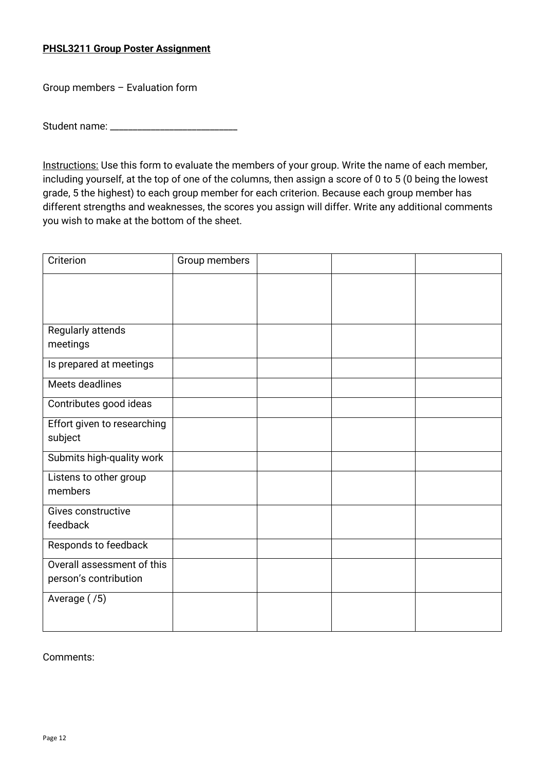**PHSL3211 Group Poster Assignment**

Group members – Evaluation form

Student name: ___________________________

Instructions: Use this form to evaluate the members of your group. Write the name of each member, including yourself, at the top of one of the columns, then assign a score of 0 to 5 (0 being the lowest grade, 5 the highest) to each group member for each criterion. Because each group member has different strengths and weaknesses, the scores you assign will differ. Write any additional comments you wish to make at the bottom of the sheet.

| Criterion | Group members | | | |
|---|---|---|---|---|
| | | | | |
| Regularly attends meetings | | | | |
| Is prepared at meetings | | | | |
| Meets deadlines | | | | |
| Contributes good ideas | | | | |
| Effort given to researching subject | | | | |
| Submits high-quality work | | | | |
| Listens to other group members | | | | |
| Gives constructive feedback | | | | |
| Responds to feedback | | | | |
| Overall assessment of this person's contribution | | | | |
| Average ( /5) | | | | |

Comments: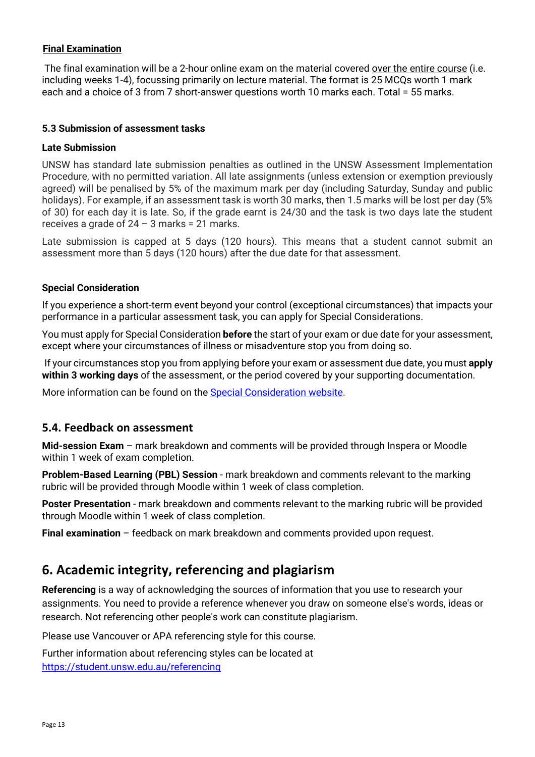**<u>Final Examination</u>**

The final examination will be a 2-hour online exam on the material covered <u>over the entire course</u> (i.e. including weeks 1-4), focussing primarily on lecture material. The format is 25 MCQs worth 1 mark each and a choice of 3 from 7 short-answer questions worth 10 marks each. Total = 55 marks.

### 5.3 Submission of assessment tasks

**Late Submission**

UNSW has standard late submission penalties as outlined in the UNSW Assessment Implementation Procedure, with no permitted variation. All late assignments (unless extension or exemption previously agreed) will be penalised by 5% of the maximum mark per day (including Saturday, Sunday and public holidays). For example, if an assessment task is worth 30 marks, then 1.5 marks will be lost per day (5% of 30) for each day it is late. So, if the grade earnt is 24/30 and the task is two days late the student receives a grade of 24 – 3 marks = 21 marks.

Late submission is capped at 5 days (120 hours). This means that a student cannot submit an assessment more than 5 days (120 hours) after the due date for that assessment.

**Special Consideration**

If you experience a short-term event beyond your control (exceptional circumstances) that impacts your performance in a particular assessment task, you can apply for Special Considerations.

You must apply for Special Consideration **before** the start of your exam or due date for your assessment, except where your circumstances of illness or misadventure stop you from doing so.

If your circumstances stop you from applying before your exam or assessment due date, you must **apply within 3 working days** of the assessment, or the period covered by your supporting documentation.

More information can be found on the Special Consideration website.

## 5.4. Feedback on assessment

**Mid-session Exam** – mark breakdown and comments will be provided through Inspera or Moodle within 1 week of exam completion.

**Problem-Based Learning (PBL) Session** - mark breakdown and comments relevant to the marking rubric will be provided through Moodle within 1 week of class completion.

**Poster Presentation** - mark breakdown and comments relevant to the marking rubric will be provided through Moodle within 1 week of class completion.

**Final examination** – feedback on mark breakdown and comments provided upon request.

# 6. Academic integrity, referencing and plagiarism

**Referencing** is a way of acknowledging the sources of information that you use to research your assignments. You need to provide a reference whenever you draw on someone else's words, ideas or research. Not referencing other people's work can constitute plagiarism.

Please use Vancouver or APA referencing style for this course.

Further information about referencing styles can be located at https://student.unsw.edu.au/referencing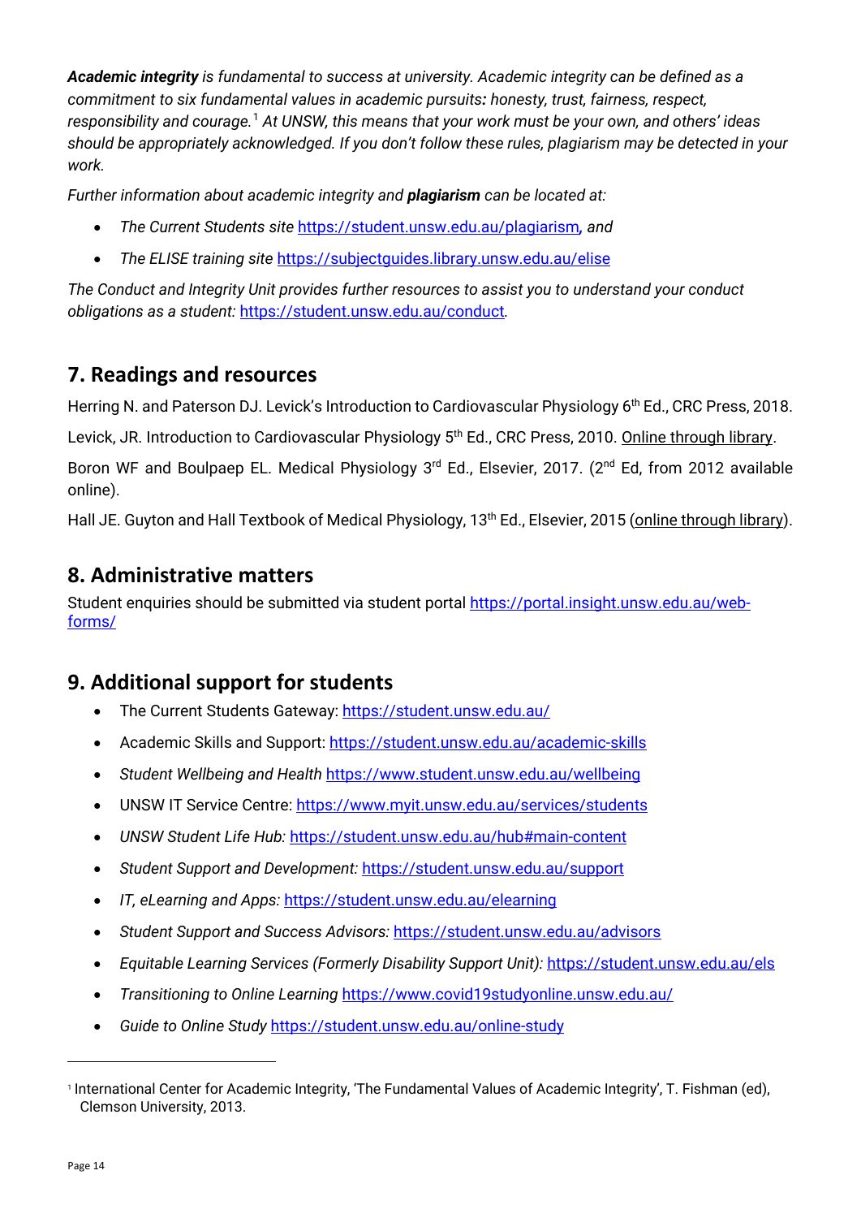***Academic integrity** is fundamental to success at university. Academic integrity can be defined as a commitment to six fundamental values in academic pursuits**:** honesty, trust, fairness, respect, responsibility and courage.*[1] *At UNSW, this means that your work must be your own, and others' ideas should be appropriately acknowledged. If you don't follow these rules, plagiarism may be detected in your work.*

*Further information about academic integrity and **plagiarism** can be located at:*

- *The Current Students site* https://student.unsw.edu.au/plagiarism*, and*
- *The ELISE training site* https://subjectguides.library.unsw.edu.au/elise

*The Conduct and Integrity Unit provides further resources to assist you to understand your conduct obligations as a student:* https://student.unsw.edu.au/conduct*.*

## 7. Readings and resources

Herring N. and Paterson DJ. Levick's Introduction to Cardiovascular Physiology 6th Ed., CRC Press, 2018.

Levick, JR. Introduction to Cardiovascular Physiology 5th Ed., CRC Press, 2010. Online through library.

Boron WF and Boulpaep EL. Medical Physiology 3rd Ed., Elsevier, 2017. (2nd Ed, from 2012 available online).

Hall JE. Guyton and Hall Textbook of Medical Physiology, 13th Ed., Elsevier, 2015 (online through library).

## 8. Administrative matters

Student enquiries should be submitted via student portal https://portal.insight.unsw.edu.au/web-forms/

## 9. Additional support for students

- The Current Students Gateway: https://student.unsw.edu.au/
- Academic Skills and Support: https://student.unsw.edu.au/academic-skills
- *Student Wellbeing and Health* https://www.student.unsw.edu.au/wellbeing
- UNSW IT Service Centre: https://www.myit.unsw.edu.au/services/students
- *UNSW Student Life Hub:* https://student.unsw.edu.au/hub#main-content
- *Student Support and Development:* https://student.unsw.edu.au/support
- *IT, eLearning and Apps:* https://student.unsw.edu.au/elearning
- *Student Support and Success Advisors:* https://student.unsw.edu.au/advisors
- *Equitable Learning Services (Formerly Disability Support Unit):* https://student.unsw.edu.au/els
- *Transitioning to Online Learning* https://www.covid19studyonline.unsw.edu.au/
- *Guide to Online Study* https://student.unsw.edu.au/online-study

---

[1] International Center for Academic Integrity, 'The Fundamental Values of Academic Integrity', T. Fishman (ed), Clemson University, 2013.